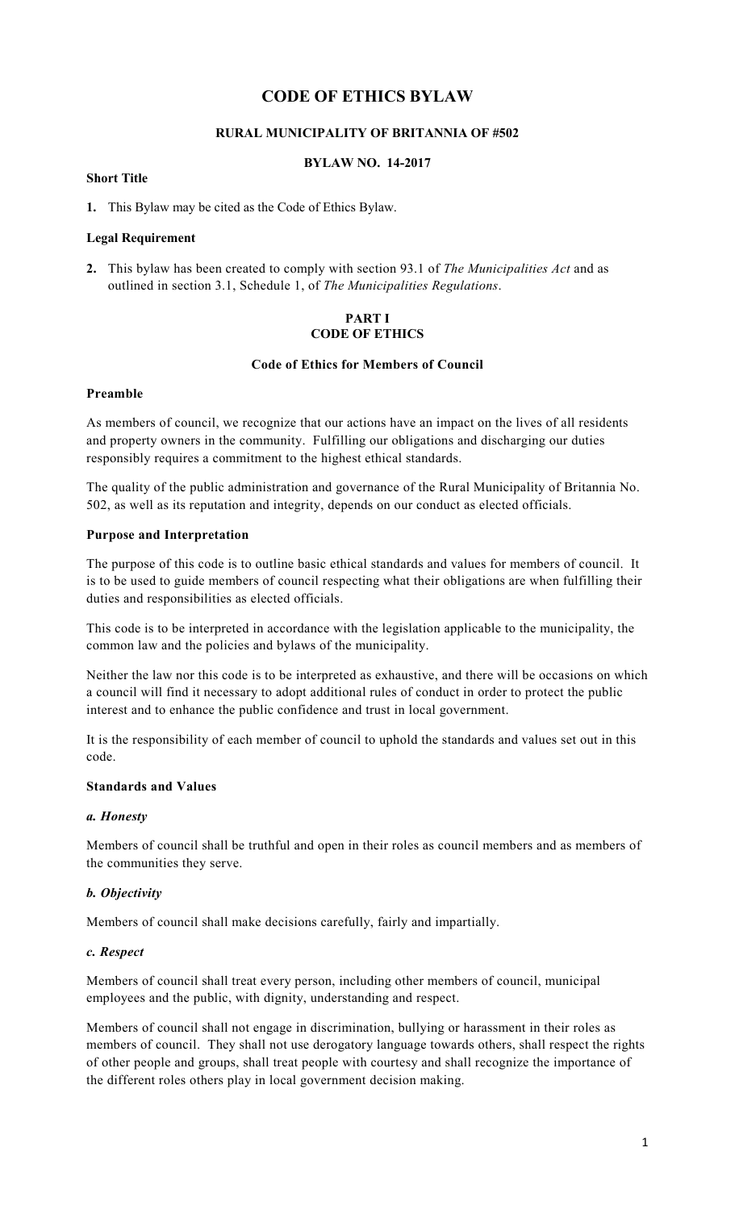# CODE OF ETHICS BYLAW

## RURAL MUNICIPALITY OF BRITANNIA OF #502

## BYLAW NO. 14-2017

**Short Title**

**1.** This Bylaw may be cited as the Code of Ethics Bylaw.

**Legal Requirement**

**2.** This bylaw has been created to comply with section 93.1 of *The Municipalities Act* and as outlined in section 3.1, Schedule 1, of *The Municipalities Regulations*.

## PART I
## CODE OF ETHICS

### Code of Ethics for Members of Council

**Preamble**

As members of council, we recognize that our actions have an impact on the lives of all residents and property owners in the community. Fulfilling our obligations and discharging our duties responsibly requires a commitment to the highest ethical standards.

The quality of the public administration and governance of the Rural Municipality of Britannia No. 502, as well as its reputation and integrity, depends on our conduct as elected officials.

**Purpose and Interpretation**

The purpose of this code is to outline basic ethical standards and values for members of council. It is to be used to guide members of council respecting what their obligations are when fulfilling their duties and responsibilities as elected officials.

This code is to be interpreted in accordance with the legislation applicable to the municipality, the common law and the policies and bylaws of the municipality.

Neither the law nor this code is to be interpreted as exhaustive, and there will be occasions on which a council will find it necessary to adopt additional rules of conduct in order to protect the public interest and to enhance the public confidence and trust in local government.

It is the responsibility of each member of council to uphold the standards and values set out in this code.

**Standards and Values**

***a. Honesty***

Members of council shall be truthful and open in their roles as council members and as members of the communities they serve.

***b. Objectivity***

Members of council shall make decisions carefully, fairly and impartially.

***c. Respect***

Members of council shall treat every person, including other members of council, municipal employees and the public, with dignity, understanding and respect.

Members of council shall not engage in discrimination, bullying or harassment in their roles as members of council. They shall not use derogatory language towards others, shall respect the rights of other people and groups, shall treat people with courtesy and shall recognize the importance of the different roles others play in local government decision making.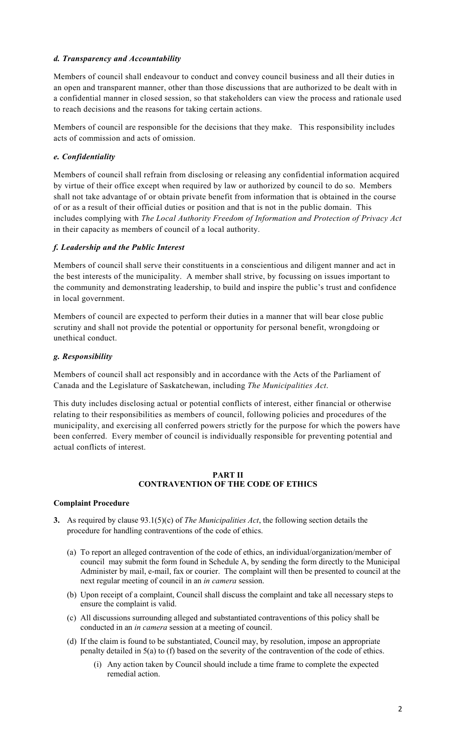***d. Transparency and Accountability***

Members of council shall endeavour to conduct and convey council business and all their duties in an open and transparent manner, other than those discussions that are authorized to be dealt with in a confidential manner in closed session, so that stakeholders can view the process and rationale used to reach decisions and the reasons for taking certain actions.

Members of council are responsible for the decisions that they make. This responsibility includes acts of commission and acts of omission.

***e. Confidentiality***

Members of council shall refrain from disclosing or releasing any confidential information acquired by virtue of their office except when required by law or authorized by council to do so. Members shall not take advantage of or obtain private benefit from information that is obtained in the course of or as a result of their official duties or position and that is not in the public domain. This includes complying with *The Local Authority Freedom of Information and Protection of Privacy Act* in their capacity as members of council of a local authority.

***f. Leadership and the Public Interest***

Members of council shall serve their constituents in a conscientious and diligent manner and act in the best interests of the municipality. A member shall strive, by focussing on issues important to the community and demonstrating leadership, to build and inspire the public's trust and confidence in local government.

Members of council are expected to perform their duties in a manner that will bear close public scrutiny and shall not provide the potential or opportunity for personal benefit, wrongdoing or unethical conduct.

***g. Responsibility***

Members of council shall act responsibly and in accordance with the Acts of the Parliament of Canada and the Legislature of Saskatchewan, including *The Municipalities Act*.

This duty includes disclosing actual or potential conflicts of interest, either financial or otherwise relating to their responsibilities as members of council, following policies and procedures of the municipality, and exercising all conferred powers strictly for the purpose for which the powers have been conferred. Every member of council is individually responsible for preventing potential and actual conflicts of interest.

## PART II
## CONTRAVENTION OF THE CODE OF ETHICS

**Complaint Procedure**

**3.** As required by clause 93.1(5)(c) of *The Municipalities Act*, the following section details the procedure for handling contraventions of the code of ethics.

(a) To report an alleged contravention of the code of ethics, an individual/organization/member of council may submit the form found in Schedule A, by sending the form directly to the Municipal Administer by mail, e-mail, fax or courier. The complaint will then be presented to council at the next regular meeting of council in an *in camera* session.

(b) Upon receipt of a complaint, Council shall discuss the complaint and take all necessary steps to ensure the complaint is valid.

(c) All discussions surrounding alleged and substantiated contraventions of this policy shall be conducted in an *in camera* session at a meeting of council.

(d) If the claim is found to be substantiated, Council may, by resolution, impose an appropriate penalty detailed in 5(a) to (f) based on the severity of the contravention of the code of ethics.

(i) Any action taken by Council should include a time frame to complete the expected remedial action.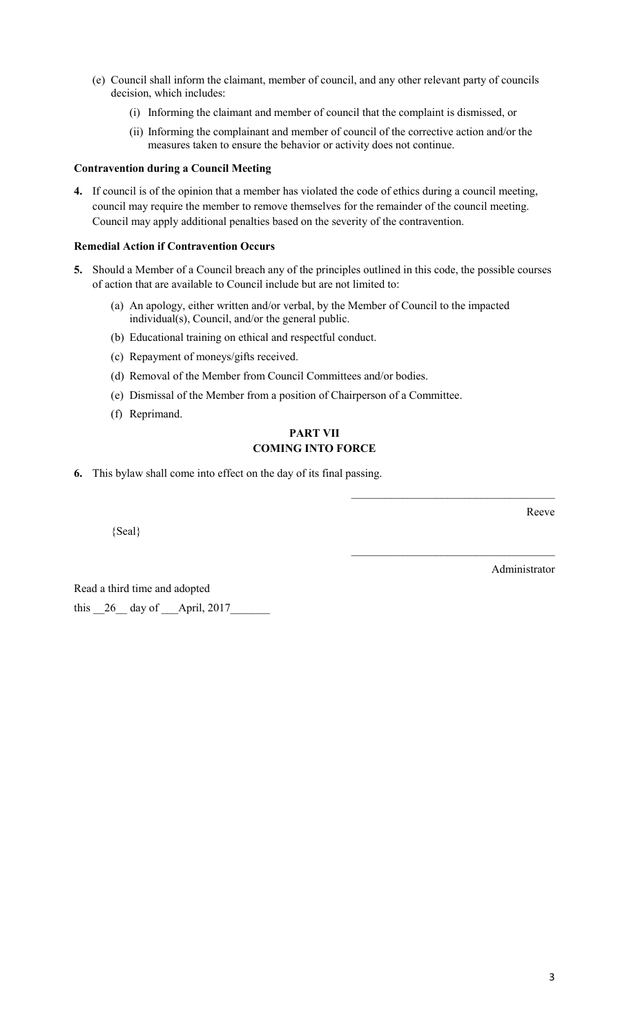(e) Council shall inform the claimant, member of council, and any other relevant party of councils decision, which includes:

   (i) Informing the claimant and member of council that the complaint is dismissed, or

   (ii) Informing the complainant and member of council of the corrective action and/or the measures taken to ensure the behavior or activity does not continue.

**Contravention during a Council Meeting**

**4.** If council is of the opinion that a member has violated the code of ethics during a council meeting, council may require the member to remove themselves for the remainder of the council meeting. Council may apply additional penalties based on the severity of the contravention.

**Remedial Action if Contravention Occurs**

**5.** Should a Member of a Council breach any of the principles outlined in this code, the possible courses of action that are available to Council include but are not limited to:

(a) An apology, either written and/or verbal, by the Member of Council to the impacted individual(s), Council, and/or the general public.

(b) Educational training on ethical and respectful conduct.

(c) Repayment of moneys/gifts received.

(d) Removal of the Member from Council Committees and/or bodies.

(e) Dismissal of the Member from a position of Chairperson of a Committee.

(f) Reprimand.

## PART VII
## COMING INTO FORCE

**6.** This bylaw shall come into effect on the day of its final passing.

\_\_\_\_\_\_\_\_\_\_\_\_\_\_\_\_\_\_\_\_\_\_\_\_\_\_\_\_\_\_\_\_\_\_\_\_

Reeve

{Seal}

\_\_\_\_\_\_\_\_\_\_\_\_\_\_\_\_\_\_\_\_\_\_\_\_\_\_\_\_\_\_\_\_\_\_\_\_

Administrator

Read a third time and adopted

this \_\_26\_\_ day of \_\_\_April, 2017\_\_\_\_\_\_\_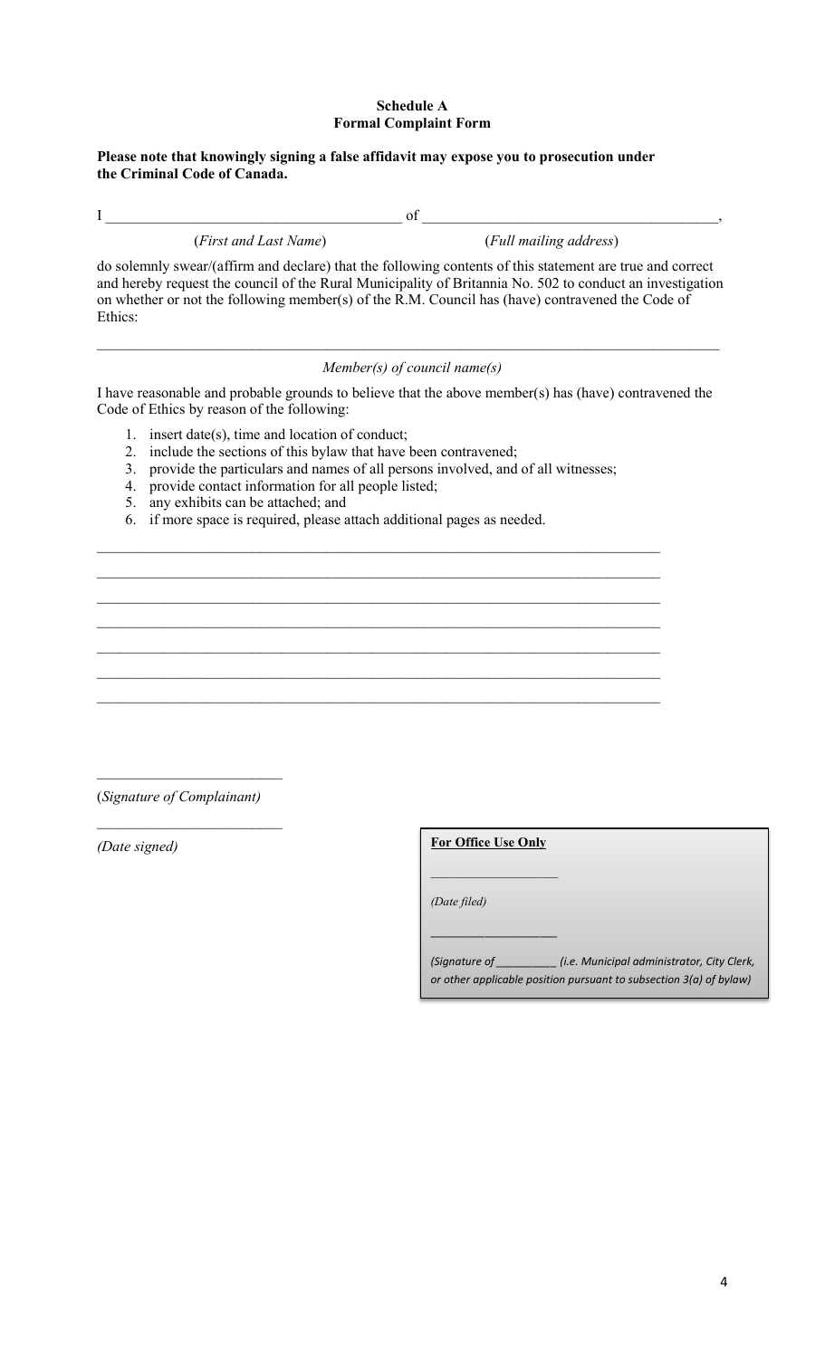**Schedule A**
**Formal Complaint Form**

**Please note that knowingly signing a false affidavit may expose you to prosecution under the Criminal Code of Canada.**

I _______________________________________ of _______________________________________,

(*First and Last Name*) (*Full mailing address*)

do solemnly swear/(affirm and declare) that the following contents of this statement are true and correct and hereby request the council of the Rural Municipality of Britannia No. 502 to conduct an investigation on whether or not the following member(s) of the R.M. Council has (have) contravened the Code of Ethics:

_______________________________________________________________________________

*Member(s) of council name(s)*

I have reasonable and probable grounds to believe that the above member(s) has (have) contravened the Code of Ethics by reason of the following:

1. insert date(s), time and location of conduct;
2. include the sections of this bylaw that have been contravened;
3. provide the particulars and names of all persons involved, and of all witnesses;
4. provide contact information for all people listed;
5. any exhibits can be attached; and
6. if more space is required, please attach additional pages as needed.

_______________________________________________________________________________
_______________________________________________________________________________
_______________________________________________________________________________
_______________________________________________________________________________
_______________________________________________________________________________
_______________________________________________________________________________
_______________________________________________________________________________

_________________________
(*Signature of Complainant)*

_________________________
*(Date signed)*

**For Office Use Only**

___________________
*(Date filed)*

___________________
*(Signature of __________ (i.e. Municipal administrator, City Clerk, or other applicable position pursuant to subsection 3(a) of bylaw)*